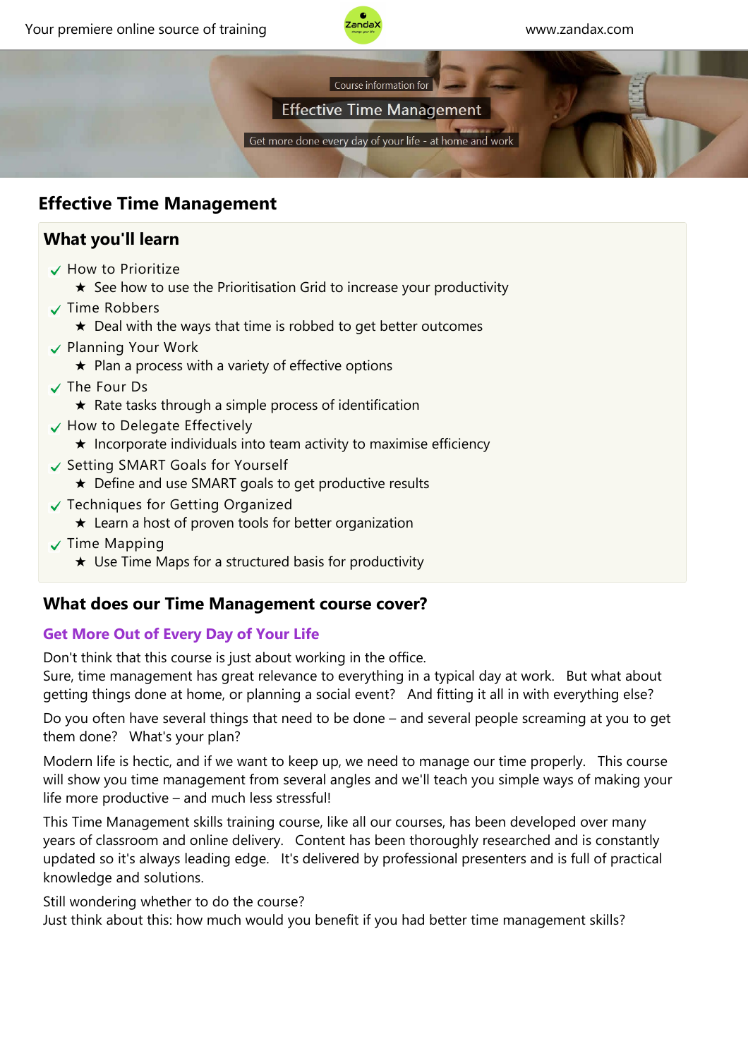Your premiere online source of training

www.zandax.com

Course information for

Effective Time Management

Get more done every day of your life - at home and work

# Effective Time Management

## What you'll learn

- How to Prioritize
  - ★ See how to use the Prioritisation Grid to increase your productivity
- Time Robbers
  - ★ Deal with the ways that time is robbed to get better outcomes
- Planning Your Work
  - ★ Plan a process with a variety of effective options
- The Four Ds
  - ★ Rate tasks through a simple process of identification
- How to Delegate Effectively
  - ★ Incorporate individuals into team activity to maximise efficiency
- Setting SMART Goals for Yourself
  - ★ Define and use SMART goals to get productive results
- Techniques for Getting Organized
  - ★ Learn a host of proven tools for better organization
- Time Mapping
  - ★ Use Time Maps for a structured basis for productivity

## What does our Time Management course cover?

### Get More Out of Every Day of Your Life

Don't think that this course is just about working in the office.
Sure, time management has great relevance to everything in a typical day at work. But what about getting things done at home, or planning a social event? And fitting it all in with everything else?

Do you often have several things that need to be done – and several people screaming at you to get them done? What's your plan?

Modern life is hectic, and if we want to keep up, we need to manage our time properly. This course will show you time management from several angles and we'll teach you simple ways of making your life more productive – and much less stressful!

This Time Management skills training course, like all our courses, has been developed over many years of classroom and online delivery. Content has been thoroughly researched and is constantly updated so it's always leading edge. It's delivered by professional presenters and is full of practical knowledge and solutions.

Still wondering whether to do the course?
Just think about this: how much would you benefit if you had better time management skills?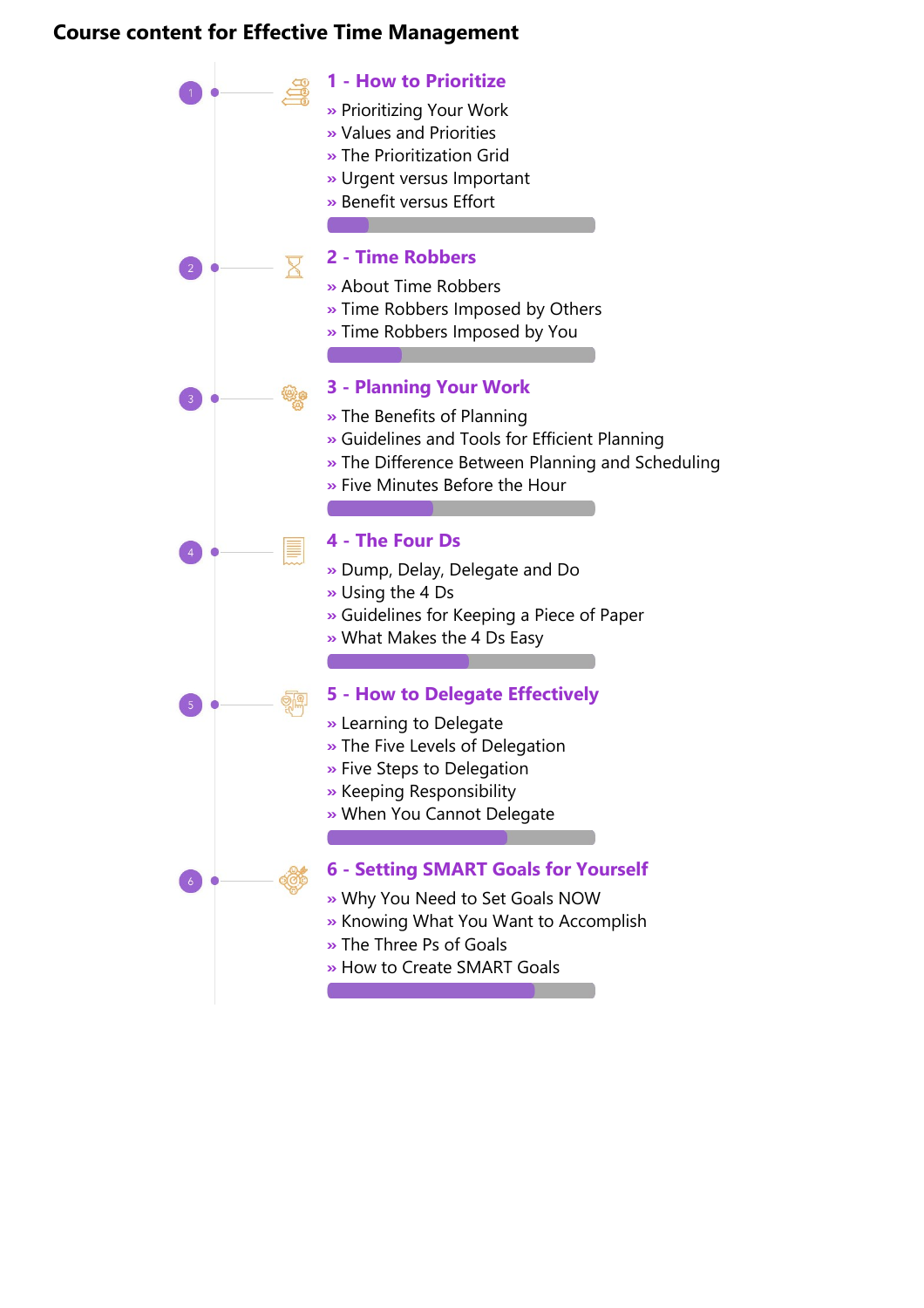# Course content for Effective Time Management

## 1 - How to Prioritize

- » Prioritizing Your Work
- » Values and Priorities
- » The Prioritization Grid
- » Urgent versus Important
- » Benefit versus Effort

## 2 - Time Robbers

- » About Time Robbers
- » Time Robbers Imposed by Others
- » Time Robbers Imposed by You

## 3 - Planning Your Work

- » The Benefits of Planning
- » Guidelines and Tools for Efficient Planning
- » The Difference Between Planning and Scheduling
- » Five Minutes Before the Hour

## 4 - The Four Ds

- » Dump, Delay, Delegate and Do
- » Using the 4 Ds
- » Guidelines for Keeping a Piece of Paper
- » What Makes the 4 Ds Easy

## 5 - How to Delegate Effectively

- » Learning to Delegate
- » The Five Levels of Delegation
- » Five Steps to Delegation
- » Keeping Responsibility
- » When You Cannot Delegate

## 6 - Setting SMART Goals for Yourself

- » Why You Need to Set Goals NOW
- » Knowing What You Want to Accomplish
- » The Three Ps of Goals
- » How to Create SMART Goals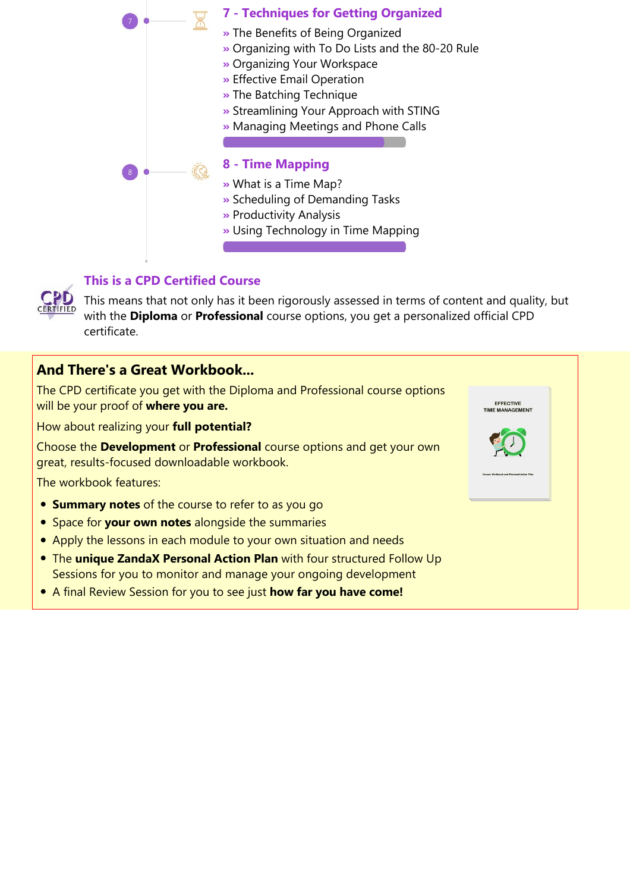### 7 - Techniques for Getting Organized

- The Benefits of Being Organized
- Organizing with To Do Lists and the 80-20 Rule
- Organizing Your Workspace
- Effective Email Operation
- The Batching Technique
- Streamlining Your Approach with STING
- Managing Meetings and Phone Calls

### 8 - Time Mapping

- What is a Time Map?
- Scheduling of Demanding Tasks
- Productivity Analysis
- Using Technology in Time Mapping

### This is a CPD Certified Course

This means that not only has it been rigorously assessed in terms of content and quality, but with the **Diploma** or **Professional** course options, you get a personalized official CPD certificate.

## And There's a Great Workbook...

The CPD certificate you get with the Diploma and Professional course options will be your proof of **where you are.**

How about realizing your **full potential?**

Choose the **Development** or **Professional** course options and get your own great, results-focused downloadable workbook.

The workbook features:

- **Summary notes** of the course to refer to as you go
- Space for **your own notes** alongside the summaries
- Apply the lessons in each module to your own situation and needs
- The **unique ZandaX Personal Action Plan** with four structured Follow Up Sessions for you to monitor and manage your ongoing development
- A final Review Session for you to see just **how far you have come!**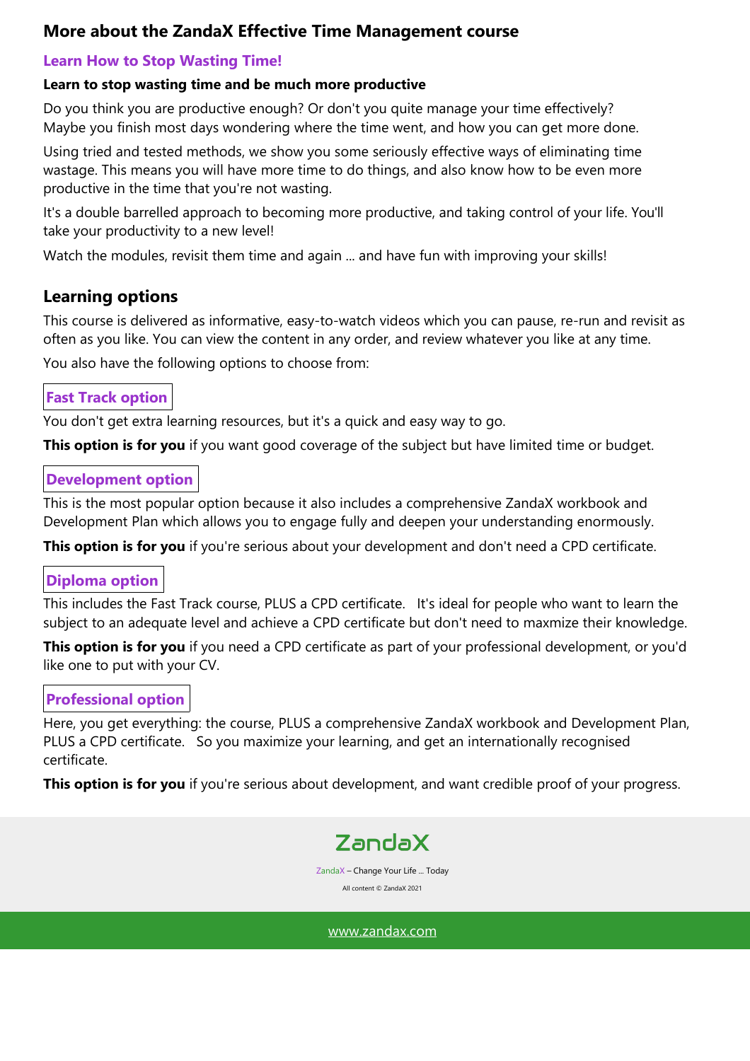## More about the ZandaX Effective Time Management course

### Learn How to Stop Wasting Time!

**Learn to stop wasting time and be much more productive**

Do you think you are productive enough? Or don't you quite manage your time effectively? Maybe you finish most days wondering where the time went, and how you can get more done.

Using tried and tested methods, we show you some seriously effective ways of eliminating time wastage. This means you will have more time to do things, and also know how to be even more productive in the time that you're not wasting.

It's a double barrelled approach to becoming more productive, and taking control of your life. You'll take your productivity to a new level!

Watch the modules, revisit them time and again ... and have fun with improving your skills!

## Learning options

This course is delivered as informative, easy-to-watch videos which you can pause, re-run and revisit as often as you like. You can view the content in any order, and review whatever you like at any time.

You also have the following options to choose from:

### Fast Track option

You don't get extra learning resources, but it's a quick and easy way to go.

**This option is for you** if you want good coverage of the subject but have limited time or budget.

### Development option

This is the most popular option because it also includes a comprehensive ZandaX workbook and Development Plan which allows you to engage fully and deepen your understanding enormously.

**This option is for you** if you're serious about your development and don't need a CPD certificate.

### Diploma option

This includes the Fast Track course, PLUS a CPD certificate. It's ideal for people who want to learn the subject to an adequate level and achieve a CPD certificate but don't need to maxmize their knowledge.

**This option is for you** if you need a CPD certificate as part of your professional development, or you'd like one to put with your CV.

### Professional option

Here, you get everything: the course, PLUS a comprehensive ZandaX workbook and Development Plan, PLUS a CPD certificate. So you maximize your learning, and get an internationally recognised certificate.

**This option is for you** if you're serious about development, and want credible proof of your progress.

ZandaX

ZandaX – Change Your Life ... Today

All content © ZandaX 2021

www.zandax.com